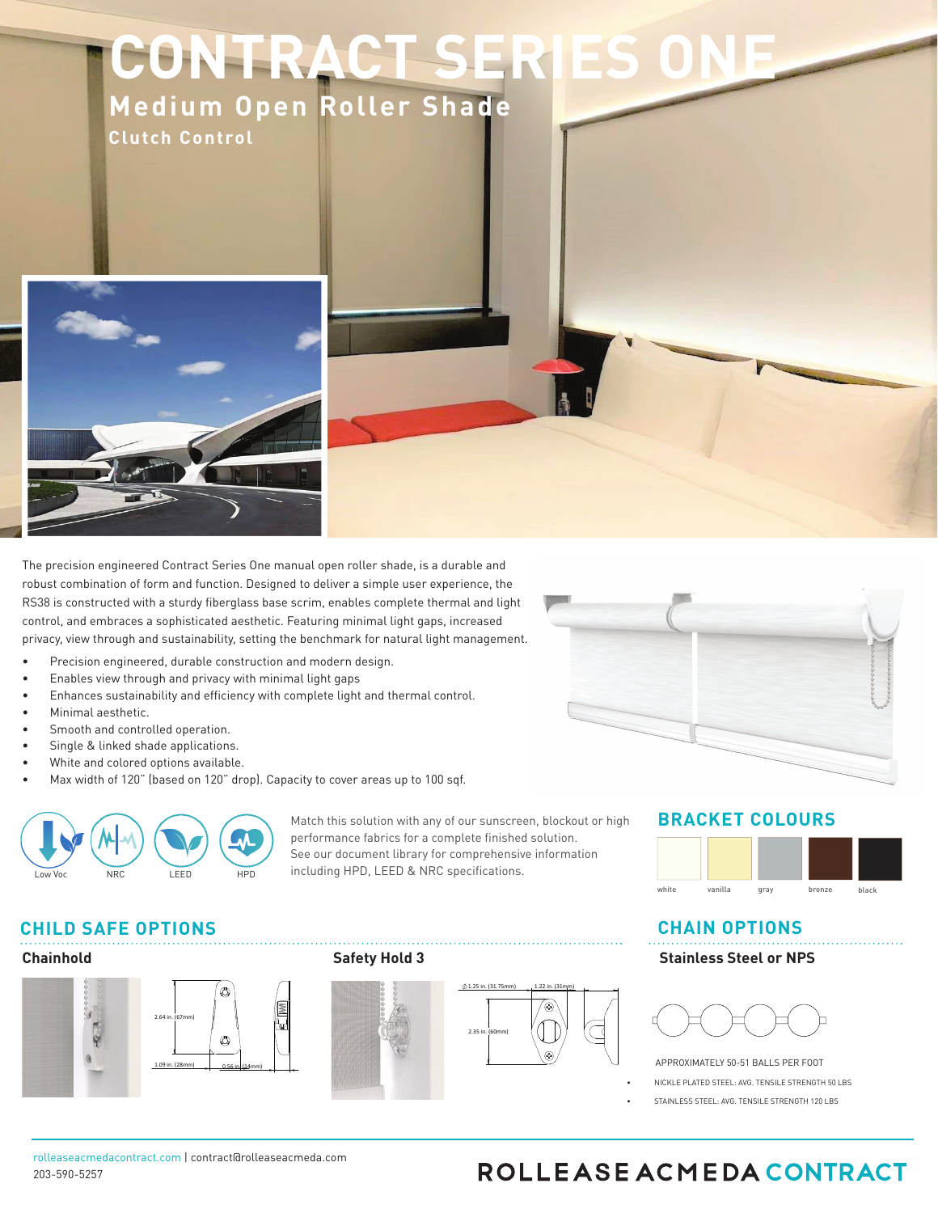# CONTRACT SERIES ONE

## Medium Open Roller Shade

### Clutch Control

The precision engineered Contract Series One manual open roller shade, is a durable and robust combination of form and function. Designed to deliver a simple user experience, the RS38 is constructed with a sturdy fiberglass base scrim, enables complete thermal and light control, and embraces a sophisticated aesthetic. Featuring minimal light gaps, increased privacy, view through and sustainability, setting the benchmark for natural light management.

- Precision engineered, durable construction and modern design.
- Enables view through and privacy with minimal light gaps
- Enhances sustainability and efficiency with complete light and thermal control.
- Minimal aesthetic.
- Smooth and controlled operation.
- Single & linked shade applications.
- White and colored options available.
- Max width of 120" (based on 120" drop). Capacity to cover areas up to 100 sqf.

Low Voc | NRC | LEED | HPD

Match this solution with any of our sunscreen, blockout or high performance fabrics for a complete finished solution. See our document library for comprehensive information including HPD, LEED & NRC specifications.

## BRACKET COLOURS

white | vanilla | gray | bronze | black

## CHILD SAFE OPTIONS

### Chainhold

2.64 in. (67mm)
1.09 in. (28mm)
0.56 in. (14mm)

### Safety Hold 3

⌀1.25 in. (31.75mm)
1.22 in. (31mm)
2.35 in. (60mm)

## CHAIN OPTIONS

### Stainless Steel or NPS

APPROXIMATELY 50-51 BALLS PER FOOT

- NICKLE PLATED STEEL: AVG. TENSILE STRENGTH 50 LBS
- STAINLESS STEEL: AVG. TENSILE STRENGTH 120 LBS

rolleaseacmedacontract.com | contract@rolleaseacmeda.com
203-590-5257

ROLLEASE ACMEDA CONTRACT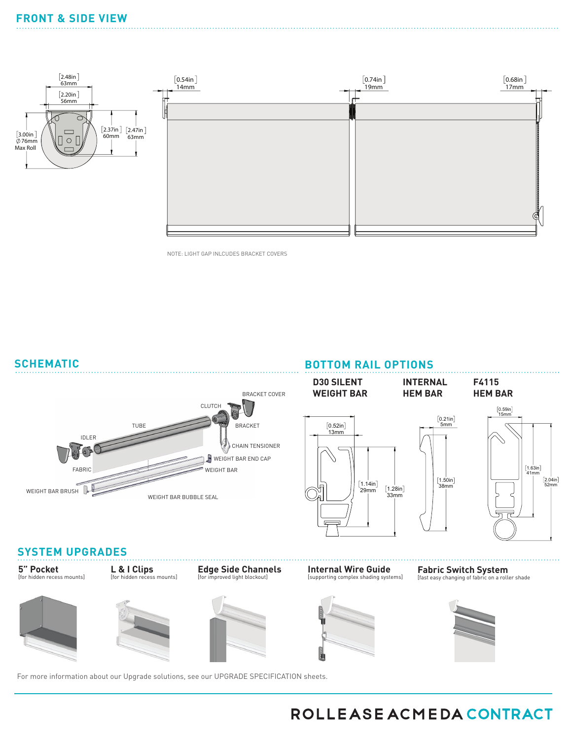## FRONT & SIDE VIEW

[2.48in]
63mm

[2.20in]
56mm

[3.00in]
∅ 76mm
Max Roll

[2.37in]
60mm

[2.47in]
63mm

[0.54in]
14mm

[0.74in]
19mm

[0.68in]
17mm

NOTE: LIGHT GAP INLCUDES BRACKET COVERS

## SCHEMATIC

BRACKET COVER
CLUTCH
TUBE
BRACKET
IDLER
CHAIN TENSIONER
WEIGHT BAR END CAP
FABRIC
WEIGHT BAR
WEIGHT BAR BRUSH
WEIGHT BAR BUBBLE SEAL

## BOTTOM RAIL OPTIONS

**D30 SILENT WEIGHT BAR**

[0.52in]
13mm

[1.14in]
29mm

[1.28in]
33mm

**INTERNAL HEM BAR**

[0.21in]
5mm

[1.50in]
38mm

**F4115 HEM BAR**

[0.59in]
15mm

[1.63in]
41mm

[2.04in]
52mm

## SYSTEM UPGRADES

**5" Pocket**
[for hidden recess mounts]

**L & I Clips**
[for hidden recess mounts]

**Edge Side Channels**
[for improved light blockout]

**Internal Wire Guide**
[supporting complex shading systems]

**Fabric Switch System**
[fast easy changing of fabric on a roller shade

For more information about our Upgrade solutions, see our UPGRADE SPECIFICATION sheets.

ROLLEASE ACMEDA CONTRACT